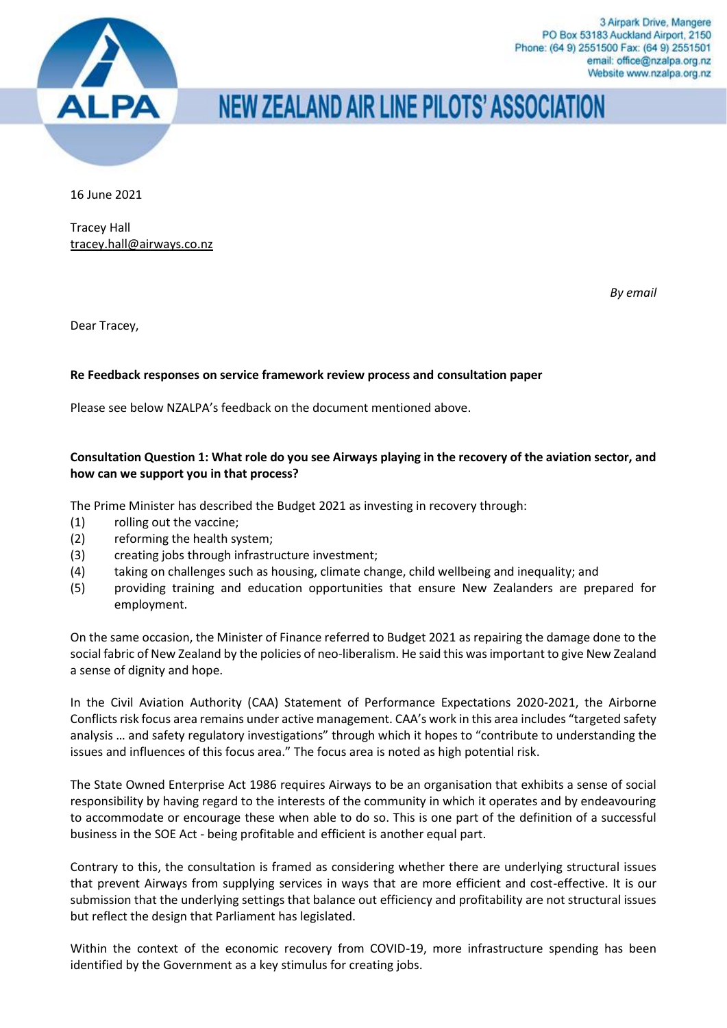3 Airpark Drive, Mangere
PO Box 53183 Auckland Airport, 2150
Phone: (64 9) 2551500 Fax: (64 9) 2551501
email: office@nzalpa.org.nz
Website www.nzalpa.org.nz

# NEW ZEALAND AIR LINE PILOTS' ASSOCIATION

16 June 2021

Tracey Hall
tracey.hall@airways.co.nz

*By email*

Dear Tracey,

**Re Feedback responses on service framework review process and consultation paper**

Please see below NZALPA's feedback on the document mentioned above.

**Consultation Question 1: What role do you see Airways playing in the recovery of the aviation sector, and how can we support you in that process?**

The Prime Minister has described the Budget 2021 as investing in recovery through:

(1) rolling out the vaccine;
(2) reforming the health system;
(3) creating jobs through infrastructure investment;
(4) taking on challenges such as housing, climate change, child wellbeing and inequality; and
(5) providing training and education opportunities that ensure New Zealanders are prepared for employment.

On the same occasion, the Minister of Finance referred to Budget 2021 as repairing the damage done to the social fabric of New Zealand by the policies of neo-liberalism. He said this was important to give New Zealand a sense of dignity and hope.

In the Civil Aviation Authority (CAA) Statement of Performance Expectations 2020-2021, the Airborne Conflicts risk focus area remains under active management. CAA's work in this area includes "targeted safety analysis … and safety regulatory investigations" through which it hopes to "contribute to understanding the issues and influences of this focus area." The focus area is noted as high potential risk.

The State Owned Enterprise Act 1986 requires Airways to be an organisation that exhibits a sense of social responsibility by having regard to the interests of the community in which it operates and by endeavouring to accommodate or encourage these when able to do so. This is one part of the definition of a successful business in the SOE Act - being profitable and efficient is another equal part.

Contrary to this, the consultation is framed as considering whether there are underlying structural issues that prevent Airways from supplying services in ways that are more efficient and cost-effective. It is our submission that the underlying settings that balance out efficiency and profitability are not structural issues but reflect the design that Parliament has legislated.

Within the context of the economic recovery from COVID-19, more infrastructure spending has been identified by the Government as a key stimulus for creating jobs.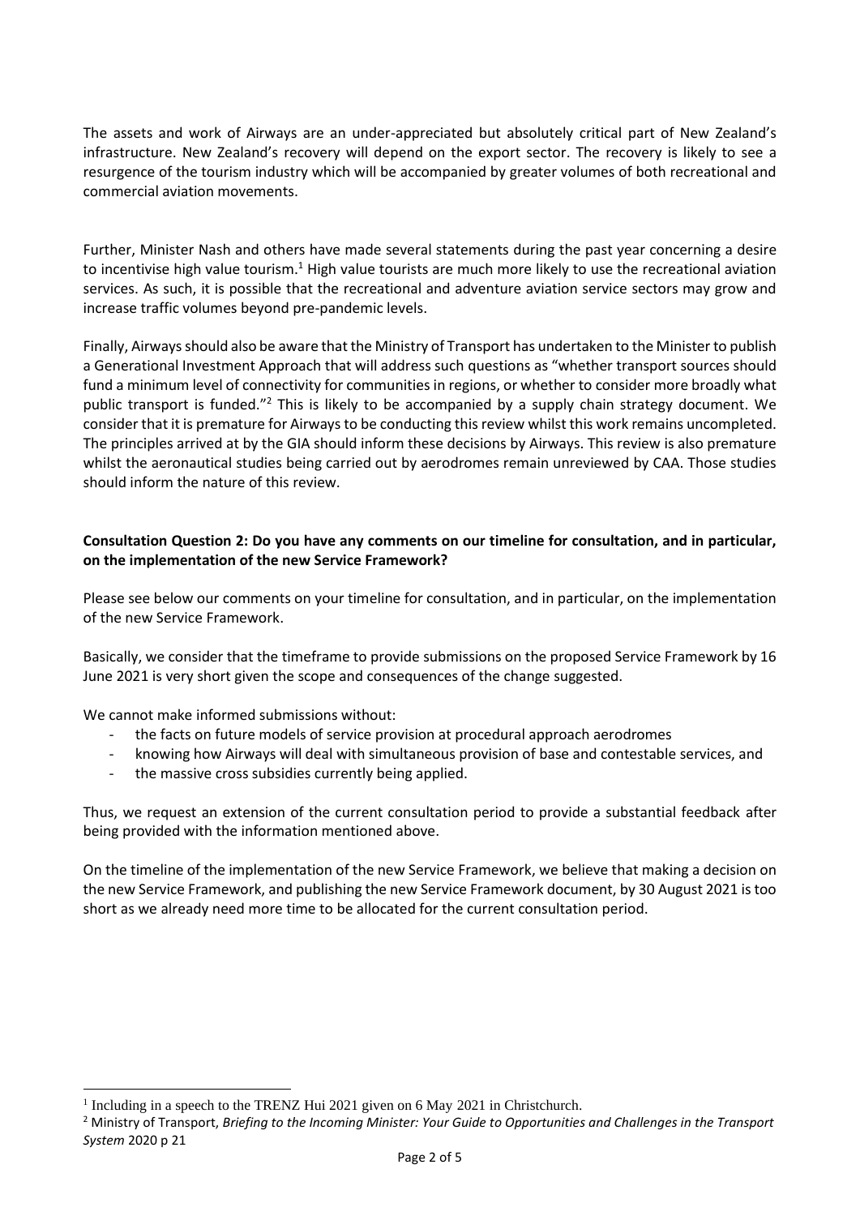The assets and work of Airways are an under-appreciated but absolutely critical part of New Zealand's infrastructure. New Zealand's recovery will depend on the export sector. The recovery is likely to see a resurgence of the tourism industry which will be accompanied by greater volumes of both recreational and commercial aviation movements.

Further, Minister Nash and others have made several statements during the past year concerning a desire to incentivise high value tourism.[1] High value tourists are much more likely to use the recreational aviation services. As such, it is possible that the recreational and adventure aviation service sectors may grow and increase traffic volumes beyond pre-pandemic levels.

Finally, Airways should also be aware that the Ministry of Transport has undertaken to the Minister to publish a Generational Investment Approach that will address such questions as "whether transport sources should fund a minimum level of connectivity for communities in regions, or whether to consider more broadly what public transport is funded."[2] This is likely to be accompanied by a supply chain strategy document. We consider that it is premature for Airways to be conducting this review whilst this work remains uncompleted. The principles arrived at by the GIA should inform these decisions by Airways. This review is also premature whilst the aeronautical studies being carried out by aerodromes remain unreviewed by CAA. Those studies should inform the nature of this review.

**Consultation Question 2: Do you have any comments on our timeline for consultation, and in particular, on the implementation of the new Service Framework?**

Please see below our comments on your timeline for consultation, and in particular, on the implementation of the new Service Framework.

Basically, we consider that the timeframe to provide submissions on the proposed Service Framework by 16 June 2021 is very short given the scope and consequences of the change suggested.

We cannot make informed submissions without:

- the facts on future models of service provision at procedural approach aerodromes
- knowing how Airways will deal with simultaneous provision of base and contestable services, and
- the massive cross subsidies currently being applied.

Thus, we request an extension of the current consultation period to provide a substantial feedback after being provided with the information mentioned above.

On the timeline of the implementation of the new Service Framework, we believe that making a decision on the new Service Framework, and publishing the new Service Framework document, by 30 August 2021 is too short as we already need more time to be allocated for the current consultation period.

---

[1] Including in a speech to the TRENZ Hui 2021 given on 6 May 2021 in Christchurch.

[2] Ministry of Transport, *Briefing to the Incoming Minister: Your Guide to Opportunities and Challenges in the Transport System* 2020 p 21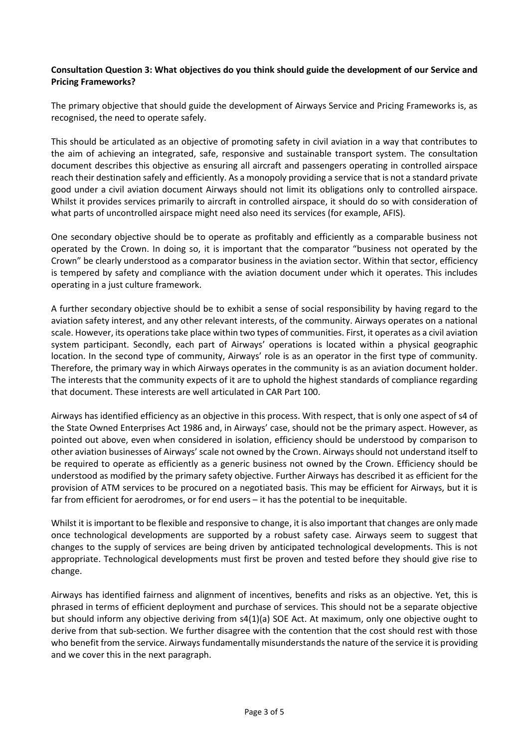**Consultation Question 3: What objectives do you think should guide the development of our Service and Pricing Frameworks?**

The primary objective that should guide the development of Airways Service and Pricing Frameworks is, as recognised, the need to operate safely.

This should be articulated as an objective of promoting safety in civil aviation in a way that contributes to the aim of achieving an integrated, safe, responsive and sustainable transport system. The consultation document describes this objective as ensuring all aircraft and passengers operating in controlled airspace reach their destination safely and efficiently. As a monopoly providing a service that is not a standard private good under a civil aviation document Airways should not limit its obligations only to controlled airspace. Whilst it provides services primarily to aircraft in controlled airspace, it should do so with consideration of what parts of uncontrolled airspace might need also need its services (for example, AFIS).

One secondary objective should be to operate as profitably and efficiently as a comparable business not operated by the Crown. In doing so, it is important that the comparator "business not operated by the Crown" be clearly understood as a comparator business in the aviation sector. Within that sector, efficiency is tempered by safety and compliance with the aviation document under which it operates. This includes operating in a just culture framework.

A further secondary objective should be to exhibit a sense of social responsibility by having regard to the aviation safety interest, and any other relevant interests, of the community. Airways operates on a national scale. However, its operations take place within two types of communities. First, it operates as a civil aviation system participant. Secondly, each part of Airways' operations is located within a physical geographic location. In the second type of community, Airways' role is as an operator in the first type of community. Therefore, the primary way in which Airways operates in the community is as an aviation document holder. The interests that the community expects of it are to uphold the highest standards of compliance regarding that document. These interests are well articulated in CAR Part 100.

Airways has identified efficiency as an objective in this process. With respect, that is only one aspect of s4 of the State Owned Enterprises Act 1986 and, in Airways' case, should not be the primary aspect. However, as pointed out above, even when considered in isolation, efficiency should be understood by comparison to other aviation businesses of Airways' scale not owned by the Crown. Airways should not understand itself to be required to operate as efficiently as a generic business not owned by the Crown. Efficiency should be understood as modified by the primary safety objective. Further Airways has described it as efficient for the provision of ATM services to be procured on a negotiated basis. This may be efficient for Airways, but it is far from efficient for aerodromes, or for end users – it has the potential to be inequitable.

Whilst it is important to be flexible and responsive to change, it is also important that changes are only made once technological developments are supported by a robust safety case. Airways seem to suggest that changes to the supply of services are being driven by anticipated technological developments. This is not appropriate. Technological developments must first be proven and tested before they should give rise to change.

Airways has identified fairness and alignment of incentives, benefits and risks as an objective. Yet, this is phrased in terms of efficient deployment and purchase of services. This should not be a separate objective but should inform any objective deriving from s4(1)(a) SOE Act. At maximum, only one objective ought to derive from that sub-section. We further disagree with the contention that the cost should rest with those who benefit from the service. Airways fundamentally misunderstands the nature of the service it is providing and we cover this in the next paragraph.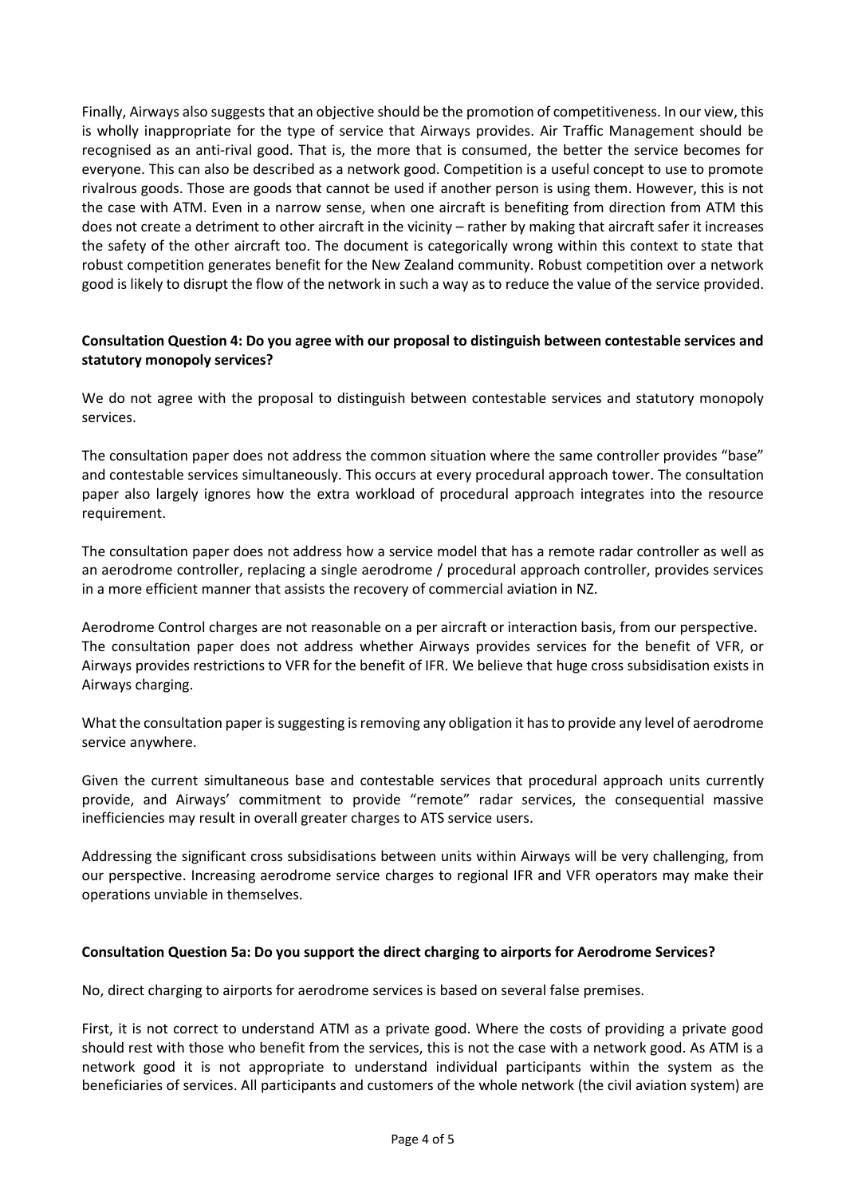Finally, Airways also suggests that an objective should be the promotion of competitiveness. In our view, this is wholly inappropriate for the type of service that Airways provides. Air Traffic Management should be recognised as an anti-rival good. That is, the more that is consumed, the better the service becomes for everyone. This can also be described as a network good. Competition is a useful concept to use to promote rivalrous goods. Those are goods that cannot be used if another person is using them. However, this is not the case with ATM. Even in a narrow sense, when one aircraft is benefiting from direction from ATM this does not create a detriment to other aircraft in the vicinity – rather by making that aircraft safer it increases the safety of the other aircraft too. The document is categorically wrong within this context to state that robust competition generates benefit for the New Zealand community. Robust competition over a network good is likely to disrupt the flow of the network in such a way as to reduce the value of the service provided.

**Consultation Question 4: Do you agree with our proposal to distinguish between contestable services and statutory monopoly services?**

We do not agree with the proposal to distinguish between contestable services and statutory monopoly services.

The consultation paper does not address the common situation where the same controller provides "base" and contestable services simultaneously. This occurs at every procedural approach tower. The consultation paper also largely ignores how the extra workload of procedural approach integrates into the resource requirement.

The consultation paper does not address how a service model that has a remote radar controller as well as an aerodrome controller, replacing a single aerodrome / procedural approach controller, provides services in a more efficient manner that assists the recovery of commercial aviation in NZ.

Aerodrome Control charges are not reasonable on a per aircraft or interaction basis, from our perspective. The consultation paper does not address whether Airways provides services for the benefit of VFR, or Airways provides restrictions to VFR for the benefit of IFR. We believe that huge cross subsidisation exists in Airways charging.

What the consultation paper is suggesting is removing any obligation it has to provide any level of aerodrome service anywhere.

Given the current simultaneous base and contestable services that procedural approach units currently provide, and Airways' commitment to provide "remote" radar services, the consequential massive inefficiencies may result in overall greater charges to ATS service users.

Addressing the significant cross subsidisations between units within Airways will be very challenging, from our perspective. Increasing aerodrome service charges to regional IFR and VFR operators may make their operations unviable in themselves.

**Consultation Question 5a: Do you support the direct charging to airports for Aerodrome Services?**

No, direct charging to airports for aerodrome services is based on several false premises.

First, it is not correct to understand ATM as a private good. Where the costs of providing a private good should rest with those who benefit from the services, this is not the case with a network good. As ATM is a network good it is not appropriate to understand individual participants within the system as the beneficiaries of services. All participants and customers of the whole network (the civil aviation system) are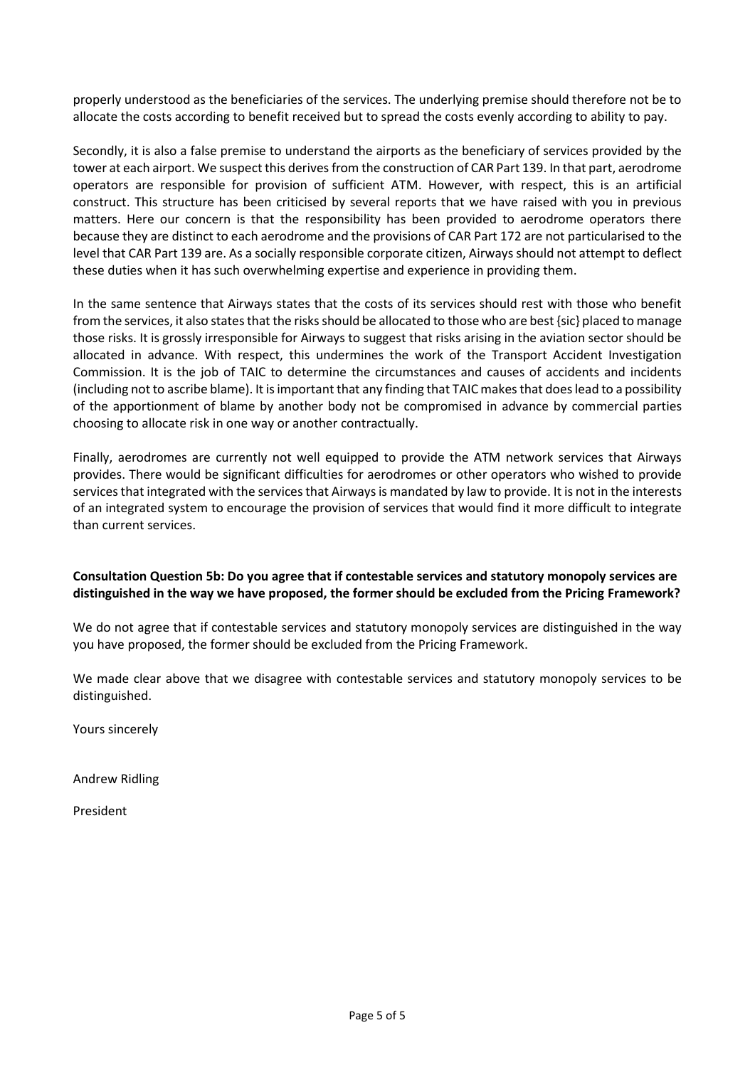properly understood as the beneficiaries of the services. The underlying premise should therefore not be to allocate the costs according to benefit received but to spread the costs evenly according to ability to pay.

Secondly, it is also a false premise to understand the airports as the beneficiary of services provided by the tower at each airport. We suspect this derives from the construction of CAR Part 139. In that part, aerodrome operators are responsible for provision of sufficient ATM. However, with respect, this is an artificial construct. This structure has been criticised by several reports that we have raised with you in previous matters. Here our concern is that the responsibility has been provided to aerodrome operators there because they are distinct to each aerodrome and the provisions of CAR Part 172 are not particularised to the level that CAR Part 139 are. As a socially responsible corporate citizen, Airways should not attempt to deflect these duties when it has such overwhelming expertise and experience in providing them.

In the same sentence that Airways states that the costs of its services should rest with those who benefit from the services, it also states that the risks should be allocated to those who are best {sic} placed to manage those risks. It is grossly irresponsible for Airways to suggest that risks arising in the aviation sector should be allocated in advance. With respect, this undermines the work of the Transport Accident Investigation Commission. It is the job of TAIC to determine the circumstances and causes of accidents and incidents (including not to ascribe blame). It is important that any finding that TAIC makes that does lead to a possibility of the apportionment of blame by another body not be compromised in advance by commercial parties choosing to allocate risk in one way or another contractually.

Finally, aerodromes are currently not well equipped to provide the ATM network services that Airways provides. There would be significant difficulties for aerodromes or other operators who wished to provide services that integrated with the services that Airways is mandated by law to provide. It is not in the interests of an integrated system to encourage the provision of services that would find it more difficult to integrate than current services.

**Consultation Question 5b: Do you agree that if contestable services and statutory monopoly services are distinguished in the way we have proposed, the former should be excluded from the Pricing Framework?**

We do not agree that if contestable services and statutory monopoly services are distinguished in the way you have proposed, the former should be excluded from the Pricing Framework.

We made clear above that we disagree with contestable services and statutory monopoly services to be distinguished.

Yours sincerely

Andrew Ridling

President